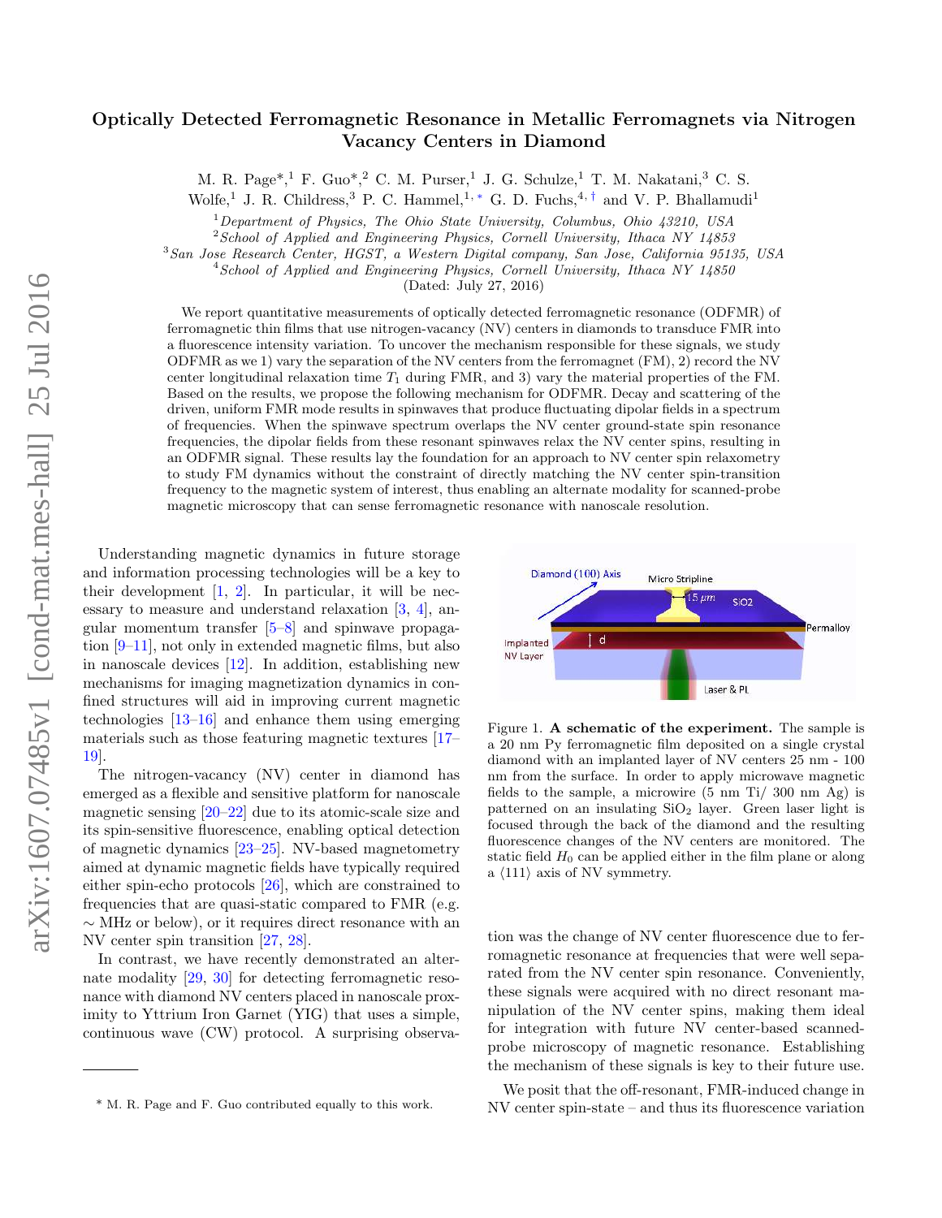# Optically Detected Ferromagnetic Resonance in Metallic Ferromagnets via Nitrogen Vacancy Centers in Diamond

M. R. Page*,[1] F. Guo*,[2] C. M. Purser,[1] J. G. Schulze,[1] T. M. Nakatani,[3] C. S. Wolfe,[1] J. R. Childress,[3] P. C. Hammel,[1,*] G. D. Fuchs,[4,†] and V. P. Bhallamudi[1]

[1] *Department of Physics, The Ohio State University, Columbus, Ohio 43210, USA*
[2] *School of Applied and Engineering Physics, Cornell University, Ithaca NY 14853*
[3] *San Jose Research Center, HGST, a Western Digital company, San Jose, California 95135, USA*
[4] *School of Applied and Engineering Physics, Cornell University, Ithaca NY 14850*

(Dated: July 27, 2016)

We report quantitative measurements of optically detected ferromagnetic resonance (ODFMR) of ferromagnetic thin films that use nitrogen-vacancy (NV) centers in diamonds to transduce FMR into a fluorescence intensity variation. To uncover the mechanism responsible for these signals, we study ODFMR as we 1) vary the separation of the NV centers from the ferromagnet (FM), 2) record the NV center longitudinal relaxation time $T_1$ during FMR, and 3) vary the material properties of the FM. Based on the results, we propose the following mechanism for ODFMR. Decay and scattering of the driven, uniform FMR mode results in spinwaves that produce fluctuating dipolar fields in a spectrum of frequencies. When the spinwave spectrum overlaps the NV center ground-state spin resonance frequencies, the dipolar fields from these resonant spinwaves relax the NV center spins, resulting in an ODFMR signal. These results lay the foundation for an approach to NV center spin relaxometry to study FM dynamics without the constraint of directly matching the NV center spin-transition frequency to the magnetic system of interest, thus enabling an alternate modality for scanned-probe magnetic microscopy that can sense ferromagnetic resonance with nanoscale resolution.

Understanding magnetic dynamics in future storage and information processing technologies will be a key to their development [1, 2]. In particular, it will be necessary to measure and understand relaxation [3, 4], angular momentum transfer [5–8] and spinwave propagation [9–11], not only in extended magnetic films, but also in nanoscale devices [12]. In addition, establishing new mechanisms for imaging magnetization dynamics in confined structures will aid in improving current magnetic technologies [13–16] and enhance them using emerging materials such as those featuring magnetic textures [17–19].

The nitrogen-vacancy (NV) center in diamond has emerged as a flexible and sensitive platform for nanoscale magnetic sensing [20–22] due to its atomic-scale size and its spin-sensitive fluorescence, enabling optical detection of magnetic dynamics [23–25]. NV-based magnetometry aimed at dynamic magnetic fields have typically required either spin-echo protocols [26], which are constrained to frequencies that are quasi-static compared to FMR (e.g. $\sim$ MHz or below), or it requires direct resonance with an NV center spin transition [27, 28].

In contrast, we have recently demonstrated an alternate modality [29, 30] for detecting ferromagnetic resonance with diamond NV centers placed in nanoscale proximity to Yttrium Iron Garnet (YIG) that uses a simple, continuous wave (CW) protocol. A surprising observation was the change of NV center fluorescence due to ferromagnetic resonance at frequencies that were well separated from the NV center spin resonance. Conveniently, these signals were acquired with no direct resonant manipulation of the NV center spins, making them ideal for integration with future NV center-based scanned-probe microscopy of magnetic resonance. Establishing the mechanism of these signals is key to their future use.

Figure 1. **A schematic of the experiment.** The sample is a 20 nm Py ferromagnetic film deposited on a single crystal diamond with an implanted layer of NV centers 25 nm - 100 nm from the surface. In order to apply microwave magnetic fields to the sample, a microwire (5 nm Ti/ 300 nm Ag) is patterned on an insulating $SiO_2$ layer. Green laser light is focused through the back of the diamond and the resulting fluorescence changes of the NV centers are monitored. The static field $H_0$ can be applied either in the film plane or along a $\langle 111 \rangle$ axis of NV symmetry.

We posit that the off-resonant, FMR-induced change in NV center spin-state – and thus its fluorescence variation

* M. R. Page and F. Guo contributed equally to this work.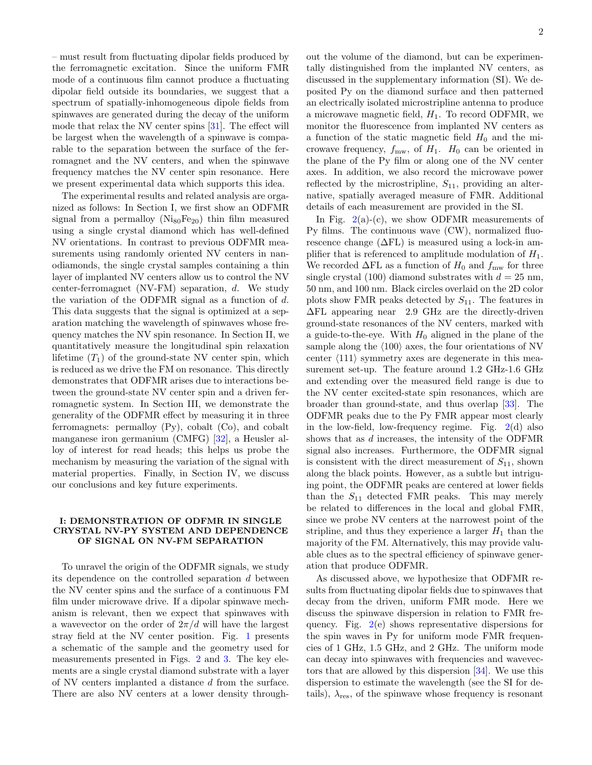– must result from fluctuating dipolar fields produced by the ferromagnetic excitation. Since the uniform FMR mode of a continuous film cannot produce a fluctuating dipolar field outside its boundaries, we suggest that a spectrum of spatially-inhomogeneous dipole fields from spinwaves are generated during the decay of the uniform mode that relax the NV center spins [31]. The effect will be largest when the wavelength of a spinwave is comparable to the separation between the surface of the ferromagnet and the NV centers, and when the spinwave frequency matches the NV center spin resonance. Here we present experimental data which supports this idea.

The experimental results and related analysis are organized as follows: In Section I, we first show an ODFMR signal from a permalloy ($Ni_{80}Fe_{20}$) thin film measured using a single crystal diamond which has well-defined NV orientations. In contrast to previous ODFMR measurements using randomly oriented NV centers in nanodiamonds, the single crystal samples containing a thin layer of implanted NV centers allow us to control the NV center-ferromagnet (NV-FM) separation, $d$. We study the variation of the ODFMR signal as a function of $d$. This data suggests that the signal is optimized at a separation matching the wavelength of spinwaves whose frequency matches the NV spin resonance. In Section II, we quantitatively measure the longitudinal spin relaxation lifetime ($T_1$) of the ground-state NV center spin, which is reduced as we drive the FM on resonance. This directly demonstrates that ODFMR arises due to interactions between the ground-state NV center spin and a driven ferromagnetic system. In Section III, we demonstrate the generality of the ODFMR effect by measuring it in three ferromagnets: permalloy (Py), cobalt (Co), and cobalt manganese iron germanium (CMFG) [32], a Heusler alloy of interest for read heads; this helps us probe the mechanism by measuring the variation of the signal with material properties. Finally, in Section IV, we discuss our conclusions and key future experiments.

## I: DEMONSTRATION OF ODFMR IN SINGLE CRYSTAL NV-PY SYSTEM AND DEPENDENCE OF SIGNAL ON NV-FM SEPARATION

To unravel the origin of the ODFMR signals, we study its dependence on the controlled separation $d$ between the NV center spins and the surface of a continuous FM film under microwave drive. If a dipolar spinwave mechanism is relevant, then we expect that spinwaves with a wavevector on the order of $2\pi/d$ will have the largest stray field at the NV center position. Fig. 1 presents a schematic of the sample and the geometry used for measurements presented in Figs. 2 and 3. The key elements are a single crystal diamond substrate with a layer of NV centers implanted a distance $d$ from the surface. There are also NV centers at a lower density throughout the volume of the diamond, but can be experimentally distinguished from the implanted NV centers, as discussed in the supplementary information (SI). We deposited Py on the diamond surface and then patterned an electrically isolated microstripline antenna to produce a microwave magnetic field, $H_1$. To record ODFMR, we monitor the fluorescence from implanted NV centers as a function of the static magnetic field $H_0$ and the microwave frequency, $f_{\mathrm{mw}}$, of $H_1$. $H_0$ can be oriented in the plane of the Py film or along one of the NV center axes. In addition, we also record the microwave power reflected by the microstripline, $S_{11}$, providing an alternative, spatially averaged measure of FMR. Additional details of each measurement are provided in the SI.

In Fig. 2(a)-(c), we show ODFMR measurements of Py films. The continuous wave (CW), normalized fluorescence change ($\Delta$FL) is measured using a lock-in amplifier that is referenced to amplitude modulation of $H_1$. We recorded $\Delta$FL as a function of $H_0$ and $f_{\mathrm{mw}}$ for three single crystal (100) diamond substrates with $d = 25$ nm, 50 nm, and 100 nm. Black circles overlaid on the 2D color plots show FMR peaks detected by $S_{11}$. The features in $\Delta$FL appearing near 2.9 GHz are the directly-driven ground-state resonances of the NV centers, marked with a guide-to-the-eye. With $H_0$ aligned in the plane of the sample along the $\langle 100 \rangle$ axes, the four orientations of NV center $\langle 111 \rangle$ symmetry axes are degenerate in this measurement set-up. The feature around 1.2 GHz-1.6 GHz and extending over the measured field range is due to the NV center excited-state spin resonances, which are broader than ground-state, and thus overlap [33]. The ODFMR peaks due to the Py FMR appear most clearly in the low-field, low-frequency regime. Fig. 2(d) also shows that as $d$ increases, the intensity of the ODFMR signal also increases. Furthermore, the ODFMR signal is consistent with the direct measurement of $S_{11}$, shown along the black points. However, as a subtle but intriguing point, the ODFMR peaks are centered at lower fields than the $S_{11}$ detected FMR peaks. This may merely be related to differences in the local and global FMR, since we probe NV centers at the narrowest point of the stripline, and thus they experience a larger $H_1$ than the majority of the FM. Alternatively, this may provide valuable clues as to the spectral efficiency of spinwave generation that produce ODFMR.

As discussed above, we hypothesize that ODFMR results from fluctuating dipolar fields due to spinwaves that decay from the driven, uniform FMR mode. Here we discuss the spinwave dispersion in relation to FMR frequency. Fig. 2(e) shows representative dispersions for the spin waves in Py for uniform mode FMR frequencies of 1 GHz, 1.5 GHz, and 2 GHz. The uniform mode can decay into spinwaves with frequencies and wavevectors that are allowed by this dispersion [34]. We use this dispersion to estimate the wavelength (see the SI for details), $\lambda_{\mathrm{res}}$, of the spinwave whose frequency is resonant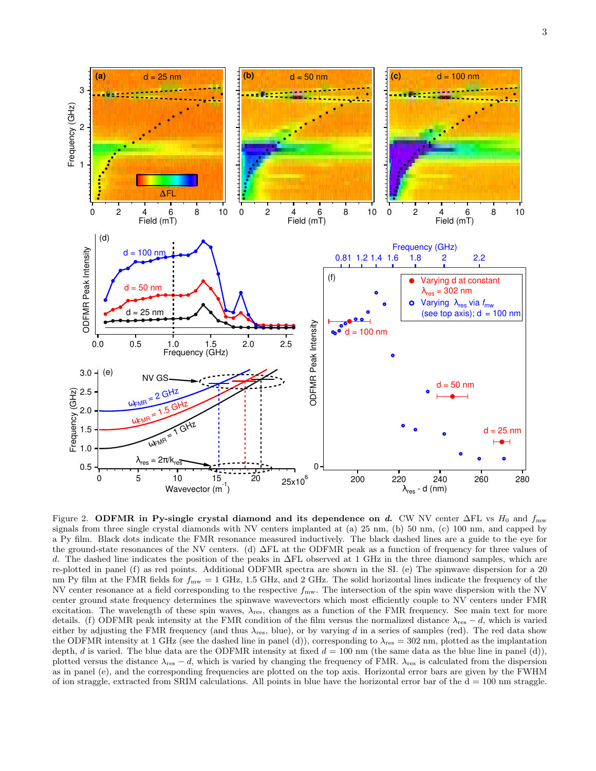Figure 2. **ODFMR in Py-single crystal diamond and its dependence on $d$.** CW NV center $\Delta$FL vs $H_0$ and $f_{\rm mw}$ signals from three single crystal diamonds with NV centers implanted at (a) 25 nm, (b) 50 nm, (c) 100 nm, and capped by a Py film. Black dots indicate the FMR resonance measured inductively. The black dashed lines are a guide to the eye for the ground-state resonances of the NV centers. (d) $\Delta$FL at the ODFMR peak as a function of frequency for three values of $d$. The dashed line indicates the position of the peaks in $\Delta$FL observed at 1 GHz in the three diamond samples, which are re-plotted in panel (f) as red points. Additional ODFMR spectra are shown in the SI. (e) The spinwave dispersion for a 20 nm Py film at the FMR fields for $f_{\rm mw}$ = 1 GHz, 1.5 GHz, and 2 GHz. The solid horizontal lines indicate the frequency of the NV center resonance at a field corresponding to the respective $f_{\rm mw}$. The intersection of the spin wave dispersion with the NV center ground state frequency determines the spinwave wavevectors which most efficiently couple to NV centers under FMR excitation. The wavelength of these spin waves, $\lambda_{\rm res}$, changes as a function of the FMR frequency. See main text for more details. (f) ODFMR peak intensity at the FMR condition of the film versus the normalized distance $\lambda_{\rm res} - d$, which is varied either by adjusting the FMR frequency (and thus $\lambda_{\rm res}$, blue), or by varying $d$ in a series of samples (red). The red data show the ODFMR intensity at 1 GHz (see the dashed line in panel (d)), corresponding to $\lambda_{\rm res}$ = 302 nm, plotted as the implantation depth, $d$ is varied. The blue data are the ODFMR intensity at fixed $d$ = 100 nm (the same data as the blue line in panel (d)), plotted versus the distance $\lambda_{\rm res} - d$, which is varied by changing the frequency of FMR. $\lambda_{\rm res}$ is calculated from the dispersion as in panel (e), and the corresponding frequencies are plotted on the top axis. Horizontal error bars are given by the FWHM of ion straggle, extracted from SRIM calculations. All points in blue have the horizontal error bar of the d = 100 nm straggle.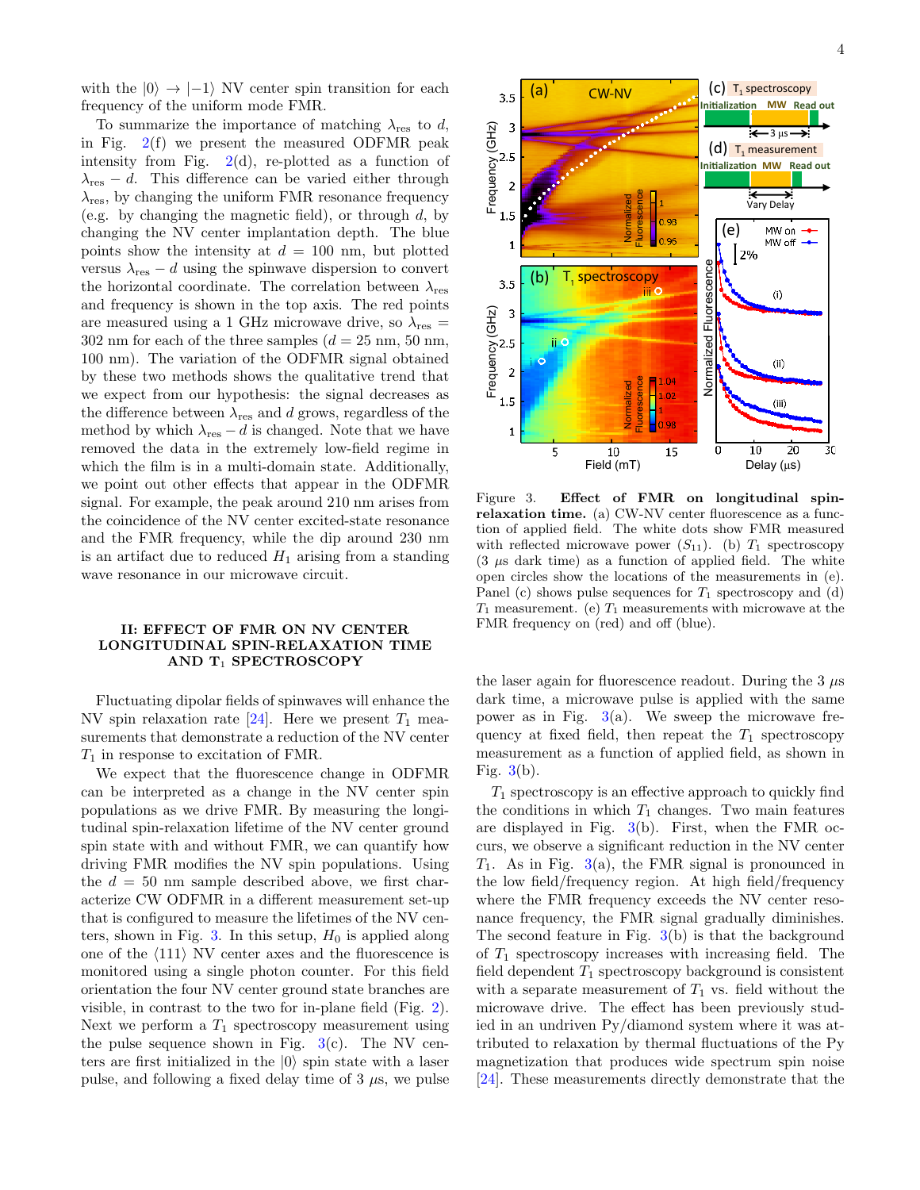with the $|0\rangle \rightarrow |-1\rangle$ NV center spin transition for each frequency of the uniform mode FMR.

To summarize the importance of matching $\lambda_{res}$ to $d$, in Fig. 2(f) we present the measured ODFMR peak intensity from Fig. 2(d), re-plotted as a function of $\lambda_{res} - d$. This difference can be varied either through $\lambda_{res}$, by changing the uniform FMR resonance frequency (e.g. by changing the magnetic field), or through $d$, by changing the NV center implantation depth. The blue points show the intensity at $d = 100$ nm, but plotted versus $\lambda_{res} - d$ using the spinwave dispersion to convert the horizontal coordinate. The correlation between $\lambda_{res}$ and frequency is shown in the top axis. The red points are measured using a 1 GHz microwave drive, so $\lambda_{res} = 302$ nm for each of the three samples ($d = 25$ nm, 50 nm, 100 nm). The variation of the ODFMR signal obtained by these two methods shows the qualitative trend that we expect from our hypothesis: the signal decreases as the difference between $\lambda_{res}$ and $d$ grows, regardless of the method by which $\lambda_{res} - d$ is changed. Note that we have removed the data in the extremely low-field regime in which the film is in a multi-domain state. Additionally, we point out other effects that appear in the ODFMR signal. For example, the peak around 210 nm arises from the coincidence of the NV center excited-state resonance and the FMR frequency, while the dip around 230 nm is an artifact due to reduced $H_1$ arising from a standing wave resonance in our microwave circuit.

## II: EFFECT OF FMR ON NV CENTER LONGITUDINAL SPIN-RELAXATION TIME AND $T_1$ SPECTROSCOPY

Fluctuating dipolar fields of spinwaves will enhance the NV spin relaxation rate [24]. Here we present $T_1$ measurements that demonstrate a reduction of the NV center $T_1$ in response to excitation of FMR.

We expect that the fluorescence change in ODFMR can be interpreted as a change in the NV center spin populations as we drive FMR. By measuring the longitudinal spin-relaxation lifetime of the NV center ground spin state with and without FMR, we can quantify how driving FMR modifies the NV spin populations. Using the $d = 50$ nm sample described above, we first characterize CW ODFMR in a different measurement set-up that is configured to measure the lifetimes of the NV centers, shown in Fig. 3. In this setup, $H_0$ is applied along one of the $\langle 111\rangle$ NV center axes and the fluorescence is monitored using a single photon counter. For this field orientation the four NV center ground state branches are visible, in contrast to the two for in-plane field (Fig. 2). Next we perform a $T_1$ spectroscopy measurement using the pulse sequence shown in Fig. 3(c). The NV centers are first initialized in the $|0\rangle$ spin state with a laser pulse, and following a fixed delay time of 3 $\mu$s, we pulse the laser again for fluorescence readout. During the 3 $\mu$s dark time, a microwave pulse is applied with the same power as in Fig. 3(a). We sweep the microwave frequency at fixed field, then repeat the $T_1$ spectroscopy measurement as a function of applied field, as shown in Fig. 3(b).

Figure 3. **Effect of FMR on longitudinal spin-relaxation time.** (a) CW-NV center fluorescence as a function of applied field. The white dots show FMR measured with reflected microwave power ($S_{11}$). (b) $T_1$ spectroscopy (3 $\mu$s dark time) as a function of applied field. The white open circles show the locations of the measurements in (e). Panel (c) shows pulse sequences for $T_1$ spectroscopy and (d) $T_1$ measurement. (e) $T_1$ measurements with microwave at the FMR frequency on (red) and off (blue).

$T_1$ spectroscopy is an effective approach to quickly find the conditions in which $T_1$ changes. Two main features are displayed in Fig. 3(b). First, when the FMR occurs, we observe a significant reduction in the NV center $T_1$. As in Fig. 3(a), the FMR signal is pronounced in the low field/frequency region. At high field/frequency where the FMR frequency exceeds the NV center resonance frequency, the FMR signal gradually diminishes. The second feature in Fig. 3(b) is that the background of $T_1$ spectroscopy increases with increasing field. The field dependent $T_1$ spectroscopy background is consistent with a separate measurement of $T_1$ vs. field without the microwave drive. The effect has been previously studied in an undriven Py/diamond system where it was attributed to relaxation by thermal fluctuations of the Py magnetization that produces wide spectrum spin noise [24]. These measurements directly demonstrate that the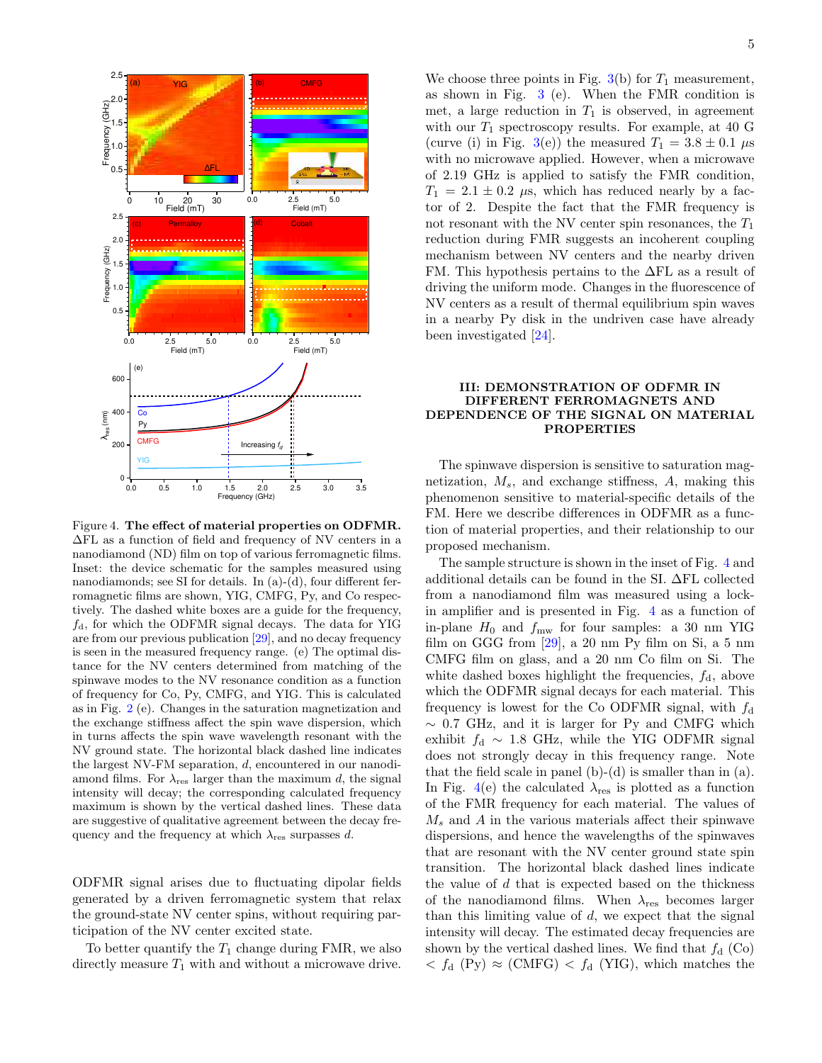Figure 4. **The effect of material properties on ODFMR.** ΔFL as a function of field and frequency of NV centers in a nanodiamond (ND) film on top of various ferromagnetic films. Inset: the device schematic for the samples measured using nanodiamonds; see SI for details. In (a)-(d), four different ferromagnetic films are shown, YIG, CMFG, Py, and Co respectively. The dashed white boxes are a guide for the frequency, $f_d$, for which the ODFMR signal decays. The data for YIG are from our previous publication [29], and no decay frequency is seen in the measured frequency range. (e) The optimal distance for the NV centers determined from matching of the spinwave modes to the NV resonance condition as a function of frequency for Co, Py, CMFG, and YIG. This is calculated as in Fig. 2 (e). Changes in the saturation magnetization and the exchange stiffness affect the spin wave dispersion, which in turns affects the spin wave wavelength resonant with the NV ground state. The horizontal black dashed line indicates the largest NV-FM separation, $d$, encountered in our nanodiamond films. For $\lambda_{\rm res}$ larger than the maximum $d$, the signal intensity will decay; the corresponding calculated frequency maximum is shown by the vertical dashed lines. These data are suggestive of qualitative agreement between the decay frequency and the frequency at which $\lambda_{\rm res}$ surpasses $d$.

ODFMR signal arises due to fluctuating dipolar fields generated by a driven ferromagnetic system that relax the ground-state NV center spins, without requiring participation of the NV center excited state.

To better quantify the $T_1$ change during FMR, we also directly measure $T_1$ with and without a microwave drive. We choose three points in Fig. 3(b) for $T_1$ measurement, as shown in Fig. 3 (e). When the FMR condition is met, a large reduction in $T_1$ is observed, in agreement with our $T_1$ spectroscopy results. For example, at 40 G (curve (i) in Fig. 3(e)) the measured $T_1 = 3.8 \pm 0.1$ $\mu$s with no microwave applied. However, when a microwave of 2.19 GHz is applied to satisfy the FMR condition, $T_1 = 2.1 \pm 0.2$ $\mu$s, which has reduced nearly by a factor of 2. Despite the fact that the FMR frequency is not resonant with the NV center spin resonances, the $T_1$ reduction during FMR suggests an incoherent coupling mechanism between NV centers and the nearby driven FM. This hypothesis pertains to the ΔFL as a result of driving the uniform mode. Changes in the fluorescence of NV centers as a result of thermal equilibrium spin waves in a nearby Py disk in the undriven case have already been investigated [24].

## III: DEMONSTRATION OF ODFMR IN DIFFERENT FERROMAGNETS AND DEPENDENCE OF THE SIGNAL ON MATERIAL PROPERTIES

The spinwave dispersion is sensitive to saturation magnetization, $M_s$, and exchange stiffness, $A$, making this phenomenon sensitive to material-specific details of the FM. Here we describe differences in ODFMR as a function of material properties, and their relationship to our proposed mechanism.

The sample structure is shown in the inset of Fig. 4 and additional details can be found in the SI. ΔFL collected from a nanodiamond film was measured using a lock-in amplifier and is presented in Fig. 4 as a function of in-plane $H_0$ and $f_{\rm mw}$ for four samples: a 30 nm YIG film on GGG from [29], a 20 nm Py film on Si, a 5 nm CMFG film on glass, and a 20 nm Co film on Si. The white dashed boxes highlight the frequencies, $f_{\rm d}$, above which the ODFMR signal decays for each material. This frequency is lowest for the Co ODFMR signal, with $f_{\rm d} \sim 0.7$ GHz, and it is larger for Py and CMFG which exhibit $f_{\rm d} \sim 1.8$ GHz, while the YIG ODFMR signal does not strongly decay in this frequency range. Note that the field scale in panel (b)-(d) is smaller than in (a). In Fig. 4(e) the calculated $\lambda_{\rm res}$ is plotted as a function of the FMR frequency for each material. The values of $M_s$ and $A$ in the various materials affect their spinwave dispersions, and hence the wavelengths of the spinwaves that are resonant with the NV center ground state spin transition. The horizontal black dashed lines indicate the value of $d$ that is expected based on the thickness of the nanodiamond films. When $\lambda_{\rm res}$ becomes larger than this limiting value of $d$, we expect that the signal intensity will decay. The estimated decay frequencies are shown by the vertical dashed lines. We find that $f_{\rm d}$ (Co) $<$ $f_{\rm d}$ (Py) $\approx$ (CMFG) $<$ $f_{\rm d}$ (YIG), which matches the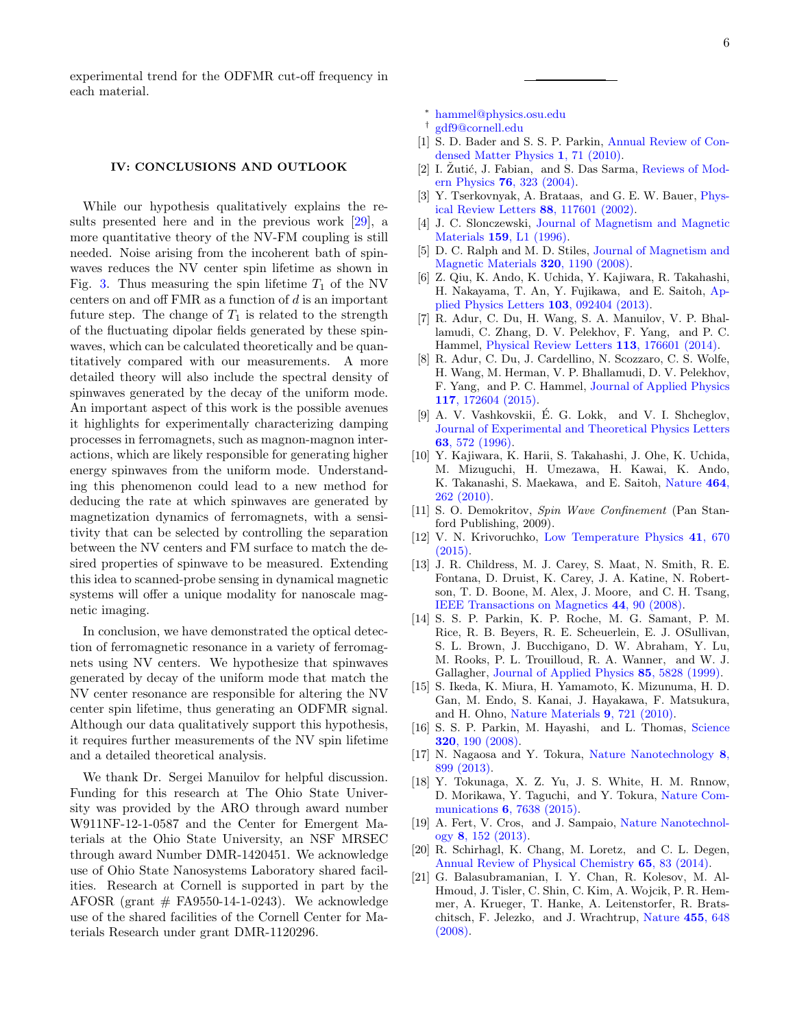experimental trend for the ODFMR cut-off frequency in each material.

## IV: CONCLUSIONS AND OUTLOOK

While our hypothesis qualitatively explains the results presented here and in the previous work [29], a more quantitative theory of the NV-FM coupling is still needed. Noise arising from the incoherent bath of spinwaves reduces the NV center spin lifetime as shown in Fig. 3. Thus measuring the spin lifetime $T_1$ of the NV centers on and off FMR as a function of $d$ is an important future step. The change of $T_1$ is related to the strength of the fluctuating dipolar fields generated by these spinwaves, which can be calculated theoretically and be quantitatively compared with our measurements. A more detailed theory will also include the spectral density of spinwaves generated by the decay of the uniform mode. An important aspect of this work is the possible avenues it highlights for experimentally characterizing damping processes in ferromagnets, such as magnon-magnon interactions, which are likely responsible for generating higher energy spinwaves from the uniform mode. Understanding this phenomenon could lead to a new method for deducing the rate at which spinwaves are generated by magnetization dynamics of ferromagnets, with a sensitivity that can be selected by controlling the separation between the NV centers and FM surface to match the desired properties of spinwave to be measured. Extending this idea to scanned-probe sensing in dynamical magnetic systems will offer a unique modality for nanoscale magnetic imaging.

In conclusion, we have demonstrated the optical detection of ferromagnetic resonance in a variety of ferromagnets using NV centers. We hypothesize that spinwaves generated by decay of the uniform mode that match the NV center resonance are responsible for altering the NV center spin lifetime, thus generating an ODFMR signal. Although our data qualitatively support this hypothesis, it requires further measurements of the NV spin lifetime and a detailed theoretical analysis.

We thank Dr. Sergei Manuilov for helpful discussion. Funding for this research at The Ohio State University was provided by the ARO through award number W911NF-12-1-0587 and the Center for Emergent Materials at the Ohio State University, an NSF MRSEC through award Number DMR-1420451. We acknowledge use of Ohio State Nanosystems Laboratory shared facilities. Research at Cornell is supported in part by the AFOSR (grant # FA9550-14-1-0243). We acknowledge use of the shared facilities of the Cornell Center for Materials Research under grant DMR-1120296.

---

\* hammel@physics.osu.edu

† gdf9@cornell.edu

[1] S. D. Bader and S. S. P. Parkin, Annual Review of Condensed Matter Physics **1**, 71 (2010).

[2] I. Žutić, J. Fabian, and S. Das Sarma, Reviews of Modern Physics **76**, 323 (2004).

[3] Y. Tserkovnyak, A. Brataas, and G. E. W. Bauer, Physical Review Letters **88**, 117601 (2002).

[4] J. C. Slonczewski, Journal of Magnetism and Magnetic Materials **159**, L1 (1996).

[5] D. C. Ralph and M. D. Stiles, Journal of Magnetism and Magnetic Materials **320**, 1190 (2008).

[6] Z. Qiu, K. Ando, K. Uchida, Y. Kajiwara, R. Takahashi, H. Nakayama, T. An, Y. Fujikawa, and E. Saitoh, Applied Physics Letters **103**, 092404 (2013).

[7] R. Adur, C. Du, H. Wang, S. A. Manuilov, V. P. Bhallamudi, C. Zhang, D. V. Pelekhov, F. Yang, and P. C. Hammel, Physical Review Letters **113**, 176601 (2014).

[8] R. Adur, C. Du, J. Cardellino, N. Scozzaro, C. S. Wolfe, H. Wang, M. Herman, V. P. Bhallamudi, D. V. Pelekhov, F. Yang, and P. C. Hammel, Journal of Applied Physics **117**, 172604 (2015).

[9] A. V. Vashkovskii, É. G. Lokk, and V. I. Shcheglov, Journal of Experimental and Theoretical Physics Letters **63**, 572 (1996).

[10] Y. Kajiwara, K. Harii, S. Takahashi, J. Ohe, K. Uchida, M. Mizuguchi, H. Umezawa, H. Kawai, K. Ando, K. Takanashi, S. Maekawa, and E. Saitoh, Nature **464**, 262 (2010).

[11] S. O. Demokritov, *Spin Wave Confinement* (Pan Stanford Publishing, 2009).

[12] V. N. Krivoruchko, Low Temperature Physics **41**, 670 (2015).

[13] J. R. Childress, M. J. Carey, S. Maat, N. Smith, R. E. Fontana, D. Druist, K. Carey, J. A. Katine, N. Robertson, T. D. Boone, M. Alex, J. Moore, and C. H. Tsang, IEEE Transactions on Magnetics **44**, 90 (2008).

[14] S. S. P. Parkin, K. P. Roche, M. G. Samant, P. M. Rice, R. B. Beyers, R. E. Scheuerlein, E. J. OSullivan, S. L. Brown, J. Bucchigano, D. W. Abraham, Y. Lu, M. Rooks, P. L. Trouilloud, R. A. Wanner, and W. J. Gallagher, Journal of Applied Physics **85**, 5828 (1999).

[15] S. Ikeda, K. Miura, H. Yamamoto, K. Mizunuma, H. D. Gan, M. Endo, S. Kanai, J. Hayakawa, F. Matsukura, and H. Ohno, Nature Materials **9**, 721 (2010).

[16] S. S. P. Parkin, M. Hayashi, and L. Thomas, Science **320**, 190 (2008).

[17] N. Nagaosa and Y. Tokura, Nature Nanotechnology **8**, 899 (2013).

[18] Y. Tokunaga, X. Z. Yu, J. S. White, H. M. Rnnow, D. Morikawa, Y. Taguchi, and Y. Tokura, Nature Communications **6**, 7638 (2015).

[19] A. Fert, V. Cros, and J. Sampaio, Nature Nanotechnology **8**, 152 (2013).

[20] R. Schirhagl, K. Chang, M. Loretz, and C. L. Degen, Annual Review of Physical Chemistry **65**, 83 (2014).

[21] G. Balasubramanian, I. Y. Chan, R. Kolesov, M. Al-Hmoud, J. Tisler, C. Shin, C. Kim, A. Wojcik, P. R. Hemmer, A. Krueger, T. Hanke, A. Leitenstorfer, R. Bratschitsch, F. Jelezko, and J. Wrachtrup, Nature **455**, 648 (2008).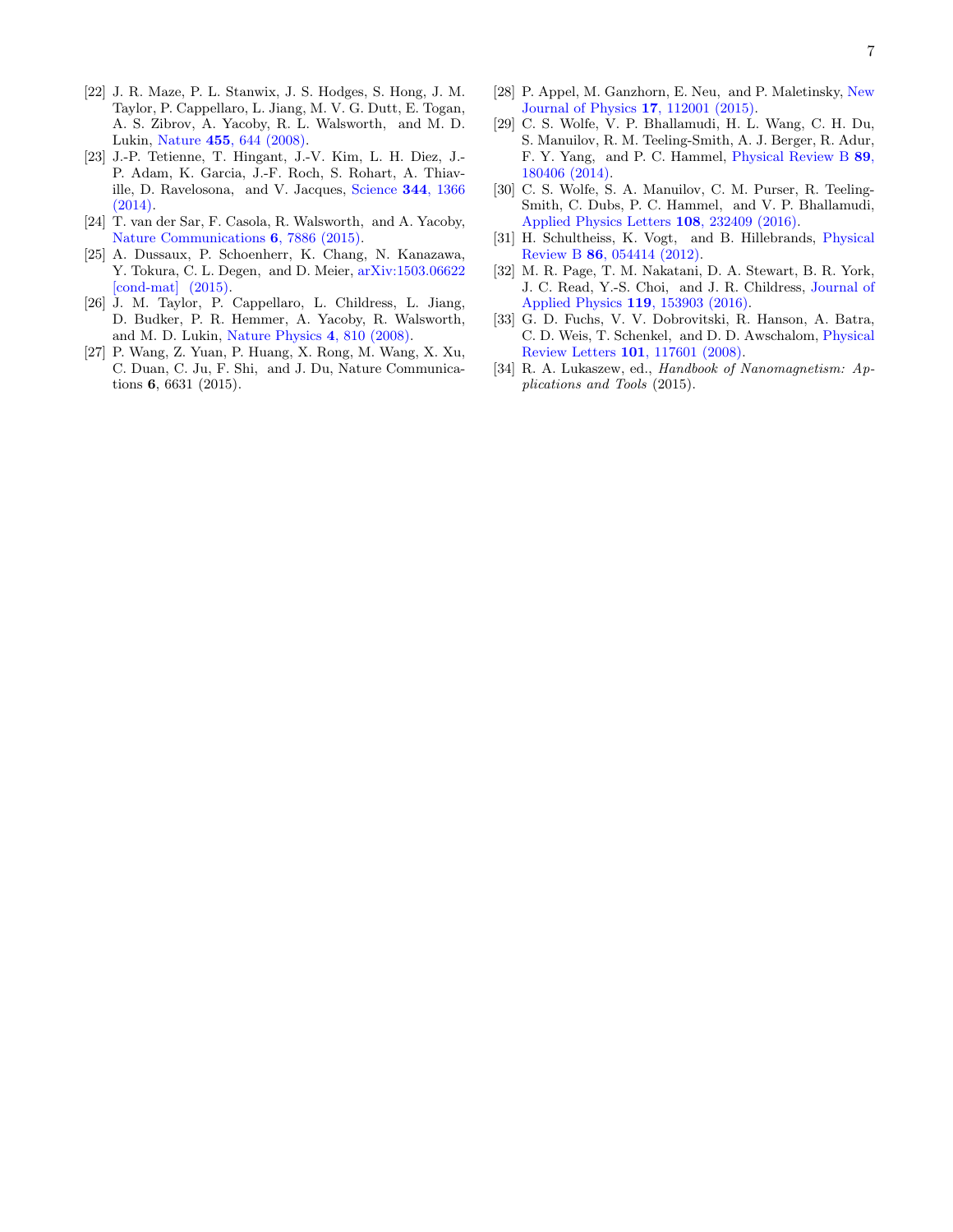[22] J. R. Maze, P. L. Stanwix, J. S. Hodges, S. Hong, J. M. Taylor, P. Cappellaro, L. Jiang, M. V. G. Dutt, E. Togan, A. S. Zibrov, A. Yacoby, R. L. Walsworth, and M. D. Lukin, Nature **455**, 644 (2008).

[23] J.-P. Tetienne, T. Hingant, J.-V. Kim, L. H. Diez, J.-P. Adam, K. Garcia, J.-F. Roch, S. Rohart, A. Thiaville, D. Ravelosona, and V. Jacques, Science **344**, 1366 (2014).

[24] T. van der Sar, F. Casola, R. Walsworth, and A. Yacoby, Nature Communications **6**, 7886 (2015).

[25] A. Dussaux, P. Schoenherr, K. Chang, N. Kanazawa, Y. Tokura, C. L. Degen, and D. Meier, arXiv:1503.06622 [cond-mat] (2015).

[26] J. M. Taylor, P. Cappellaro, L. Childress, L. Jiang, D. Budker, P. R. Hemmer, A. Yacoby, R. Walsworth, and M. D. Lukin, Nature Physics **4**, 810 (2008).

[27] P. Wang, Z. Yuan, P. Huang, X. Rong, M. Wang, X. Xu, C. Duan, C. Ju, F. Shi, and J. Du, Nature Communications **6**, 6631 (2015).

[28] P. Appel, M. Ganzhorn, E. Neu, and P. Maletinsky, New Journal of Physics **17**, 112001 (2015).

[29] C. S. Wolfe, V. P. Bhallamudi, H. L. Wang, C. H. Du, S. Manuilov, R. M. Teeling-Smith, A. J. Berger, R. Adur, F. Y. Yang, and P. C. Hammel, Physical Review B **89**, 180406 (2014).

[30] C. S. Wolfe, S. A. Manuilov, C. M. Purser, R. Teeling-Smith, C. Dubs, P. C. Hammel, and V. P. Bhallamudi, Applied Physics Letters **108**, 232409 (2016).

[31] H. Schultheiss, K. Vogt, and B. Hillebrands, Physical Review B **86**, 054414 (2012).

[32] M. R. Page, T. M. Nakatani, D. A. Stewart, B. R. York, J. C. Read, Y.-S. Choi, and J. R. Childress, Journal of Applied Physics **119**, 153903 (2016).

[33] G. D. Fuchs, V. V. Dobrovitski, R. Hanson, A. Batra, C. D. Weis, T. Schenkel, and D. D. Awschalom, Physical Review Letters **101**, 117601 (2008).

[34] R. A. Lukaszew, ed., *Handbook of Nanomagnetism: Applications and Tools* (2015).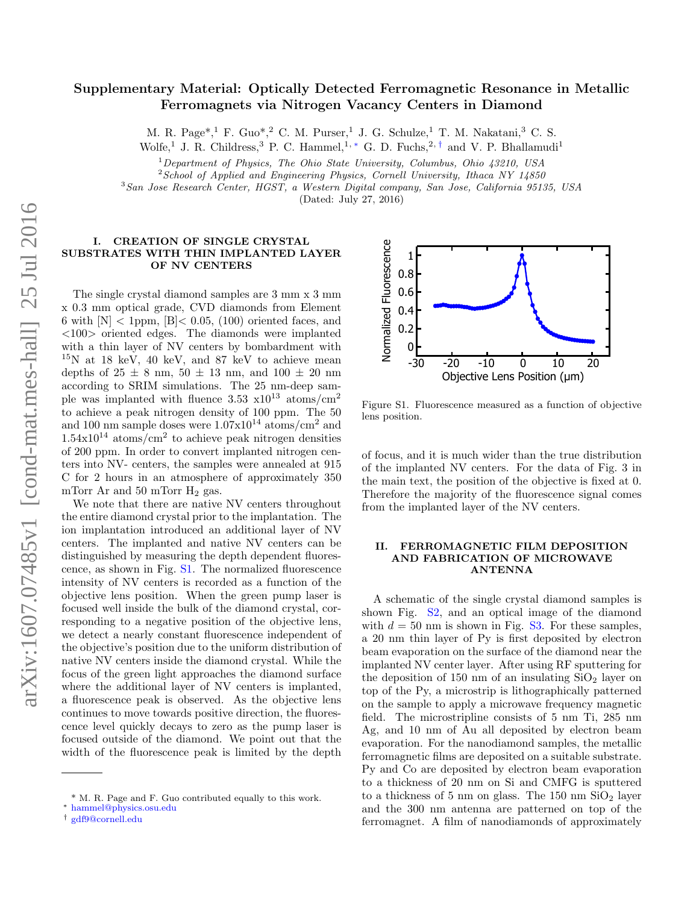# Supplementary Material: Optically Detected Ferromagnetic Resonance in Metallic Ferromagnets via Nitrogen Vacancy Centers in Diamond

M. R. Page*,[1] F. Guo*,[2] C. M. Purser,[1] J. G. Schulze,[1] T. M. Nakatani,[3] C. S. Wolfe,[1] J. R. Childress,[3] P. C. Hammel,[1,*] G. D. Fuchs,[2,†] and V. P. Bhallamudi[1]

[1] *Department of Physics, The Ohio State University, Columbus, Ohio 43210, USA*

[2] *School of Applied and Engineering Physics, Cornell University, Ithaca NY 14850*

[3] *San Jose Research Center, HGST, a Western Digital company, San Jose, California 95135, USA*

(Dated: July 27, 2016)

## I. CREATION OF SINGLE CRYSTAL SUBSTRATES WITH THIN IMPLANTED LAYER OF NV CENTERS

The single crystal diamond samples are 3 mm x 3 mm x 0.3 mm optical grade, CVD diamonds from Element 6 with [N] < 1ppm, [B]< 0.05, (100) oriented faces, and <100> oriented edges. The diamonds were implanted with a thin layer of NV centers by bombardment with $^{15}$N at 18 keV, 40 keV, and 87 keV to achieve mean depths of 25 ± 8 nm, 50 ± 13 nm, and 100 ± 20 nm according to SRIM simulations. The 25 nm-deep sample was implanted with fluence 3.53 x10$^{13}$ atoms/cm$^2$ to achieve a peak nitrogen density of 100 ppm. The 50 and 100 nm sample doses were 1.07x10$^{14}$ atoms/cm$^2$ and 1.54x10$^{14}$ atoms/cm$^2$ to achieve peak nitrogen densities of 200 ppm. In order to convert implanted nitrogen centers into NV- centers, the samples were annealed at 915 C for 2 hours in an atmosphere of approximately 350 mTorr Ar and 50 mTorr $H_2$ gas.

We note that there are native NV centers throughout the entire diamond crystal prior to the implantation. The ion implantation introduced an additional layer of NV centers. The implanted and native NV centers can be distinguished by measuring the depth dependent fluorescence, as shown in Fig. S1. The normalized fluorescence intensity of NV centers is recorded as a function of the objective lens position. When the green pump laser is focused well inside the bulk of the diamond crystal, corresponding to a negative position of the objective lens, we detect a nearly constant fluorescence independent of the objective's position due to the uniform distribution of native NV centers inside the diamond crystal. While the focus of the green light approaches the diamond surface where the additional layer of NV centers is implanted, a fluorescence peak is observed. As the objective lens continues to move towards positive direction, the fluorescence level quickly decays to zero as the pump laser is focused outside of the diamond. We point out that the width of the fluorescence peak is limited by the depth of focus, and it is much wider than the true distribution of the implanted NV centers. For the data of Fig. 3 in the main text, the position of the objective is fixed at 0. Therefore the majority of the fluorescence signal comes from the implanted layer of the NV centers.

Figure S1. Fluorescence measured as a function of objective lens position.

## II. FERROMAGNETIC FILM DEPOSITION AND FABRICATION OF MICROWAVE ANTENNA

A schematic of the single crystal diamond samples is shown Fig. S2, and an optical image of the diamond with $d$ = 50 nm is shown in Fig. S3. For these samples, a 20 nm thin layer of Py is first deposited by electron beam evaporation on the surface of the diamond near the implanted NV center layer. After using RF sputtering for the deposition of 150 nm of an insulating $SiO_2$ layer on top of the Py, a microstrip is lithographically patterned on the sample to apply a microwave frequency magnetic field. The microstripline consists of 5 nm Ti, 285 nm Ag, and 10 nm of Au all deposited by electron beam evaporation. For the nanodiamond samples, the metallic ferromagnetic films are deposited on a suitable substrate. Py and Co are deposited by electron beam evaporation to a thickness of 20 nm on Si and CMFG is sputtered to a thickness of 5 nm on glass. The 150 nm $SiO_2$ layer and the 300 nm antenna are patterned on top of the ferromagnet. A film of nanodiamonds of approximately

* M. R. Page and F. Guo contributed equally to this work.
* hammel@physics.osu.edu
† gdf9@cornell.edu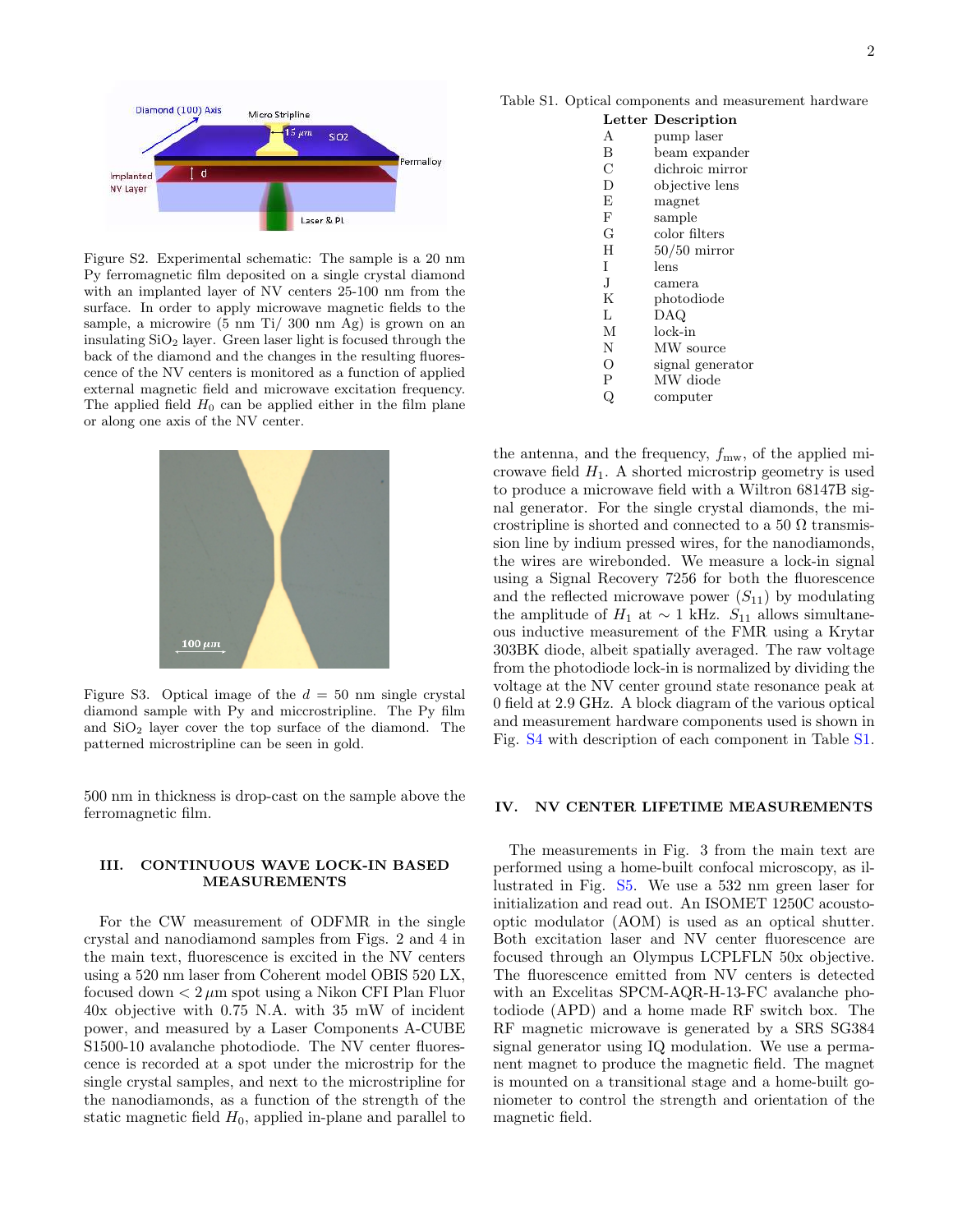Figure S2. Experimental schematic: The sample is a 20 nm Py ferromagnetic film deposited on a single crystal diamond with an implanted layer of NV centers 25-100 nm from the surface. In order to apply microwave magnetic fields to the sample, a microwire (5 nm Ti/ 300 nm Ag) is grown on an insulating $SiO_2$ layer. Green laser light is focused through the back of the diamond and the changes in the resulting fluorescence of the NV centers is monitored as a function of applied external magnetic field and microwave excitation frequency. The applied field $H_0$ can be applied either in the film plane or along one axis of the NV center.

Figure S3. Optical image of the $d = 50$ nm single crystal diamond sample with Py and miccrostripline. The Py film and $SiO_2$ layer cover the top surface of the diamond. The patterned microstripline can be seen in gold.

500 nm in thickness is drop-cast on the sample above the ferromagnetic film.

## III. CONTINUOUS WAVE LOCK-IN BASED MEASUREMENTS

For the CW measurement of ODFMR in the single crystal and nanodiamond samples from Figs. 2 and 4 in the main text, fluorescence is excited in the NV centers using a 520 nm laser from Coherent model OBIS 520 LX, focused down $< 2\,\mu$m spot using a Nikon CFI Plan Fluor 40x objective with 0.75 N.A. with 35 mW of incident power, and measured by a Laser Components A-CUBE S1500-10 avalanche photodiode. The NV center fluorescence is recorded at a spot under the microstrip for the single crystal samples, and next to the microstripline for the nanodiamonds, as a function of the strength of the static magnetic field $H_0$, applied in-plane and parallel to the antenna, and the frequency, $f_{\mathrm{mw}}$, of the applied microwave field $H_1$. A shorted microstrip geometry is used to produce a microwave field with a Wiltron 68147B signal generator. For the single crystal diamonds, the microstripline is shorted and connected to a 50 Ω transmission line by indium pressed wires, for the nanodiamonds, the wires are wirebonded. We measure a lock-in signal using a Signal Recovery 7256 for both the fluorescence and the reflected microwave power ($S_{11}$) by modulating the amplitude of $H_1$ at $\sim 1$ kHz. $S_{11}$ allows simultaneous inductive measurement of the FMR using a Krytar 303BK diode, albeit spatially averaged. The raw voltage from the photodiode lock-in is normalized by dividing the voltage at the NV center ground state resonance peak at 0 field at 2.9 GHz. A block diagram of the various optical and measurement hardware components used is shown in Fig. S4 with description of each component in Table S1.

Table S1. Optical components and measurement hardware

| Letter | Description |
|---|---|
| A | pump laser |
| B | beam expander |
| C | dichroic mirror |
| D | objective lens |
| E | magnet |
| F | sample |
| G | color filters |
| H | 50/50 mirror |
| I | lens |
| J | camera |
| K | photodiode |
| L | DAQ |
| M | lock-in |
| N | MW source |
| O | signal generator |
| P | MW diode |
| Q | computer |

## IV. NV CENTER LIFETIME MEASUREMENTS

The measurements in Fig. 3 from the main text are performed using a home-built confocal microscopy, as illustrated in Fig. S5. We use a 532 nm green laser for initialization and read out. An ISOMET 1250C acousto-optic modulator (AOM) is used as an optical shutter. Both excitation laser and NV center fluorescence are focused through an Olympus LCPLFLN 50x objective. The fluorescence emitted from NV centers is detected with an Excelitas SPCM-AQR-H-13-FC avalanche photodiode (APD) and a home made RF switch box. The RF magnetic microwave is generated by a SRS SG384 signal generator using IQ modulation. We use a permanent magnet to produce the magnetic field. The magnet is mounted on a transitional stage and a home-built goniometer to control the strength and orientation of the magnetic field.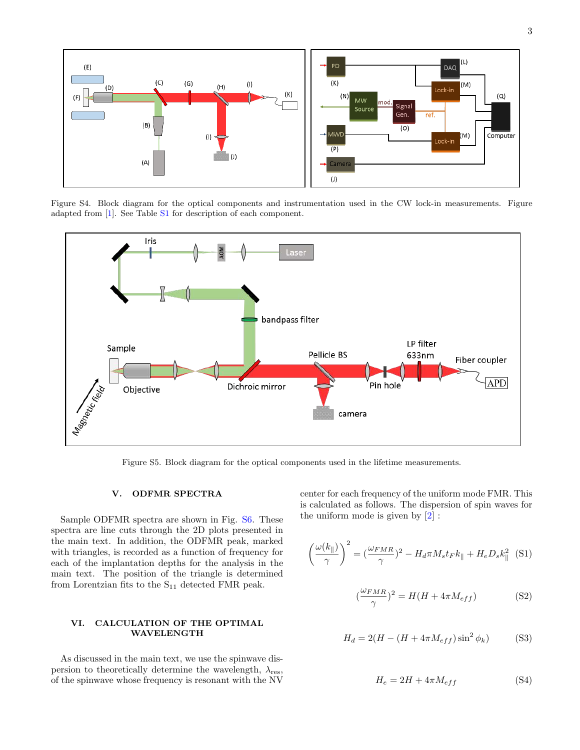Figure S4. Block diagram for the optical components and instrumentation used in the CW lock-in measurements. Figure adapted from [1]. See Table S1 for description of each component.

Figure S5. Block diagram for the optical components used in the lifetime measurements.

## V. ODFMR SPECTRA

Sample ODFMR spectra are shown in Fig. S6. These spectra are line cuts through the 2D plots presented in the main text. In addition, the ODFMR peak, marked with triangles, is recorded as a function of frequency for each of the implantation depths for the analysis in the main text. The position of the triangle is determined from Lorentzian fits to the $S_{11}$ detected FMR peak.

## VI. CALCULATION OF THE OPTIMAL WAVELENGTH

As discussed in the main text, we use the spinwave dispersion to theoretically determine the wavelength, $\lambda_{\mathrm{res}}$, of the spinwave whose frequency is resonant with the NV center for each frequency of the uniform mode FMR. This is calculated as follows. The dispersion of spin waves for the uniform mode is given by [2] :

$$\left(\frac{\omega(k_{\parallel})}{\gamma}\right)^2 = \left(\frac{\omega_{FMR}}{\gamma}\right)^2 - H_d \pi M_s t_F k_{\parallel} + H_e D_s k_{\parallel}^2 \quad \text{(S1)}$$

$$\left(\frac{\omega_{FMR}}{\gamma}\right)^2 = H(H + 4\pi M_{eff}) \quad \text{(S2)}$$

$$H_d = 2(H - (H + 4\pi M_{eff}) \sin^2 \phi_k) \quad \text{(S3)}$$

$$H_e = 2H + 4\pi M_{eff} \quad \text{(S4)}$$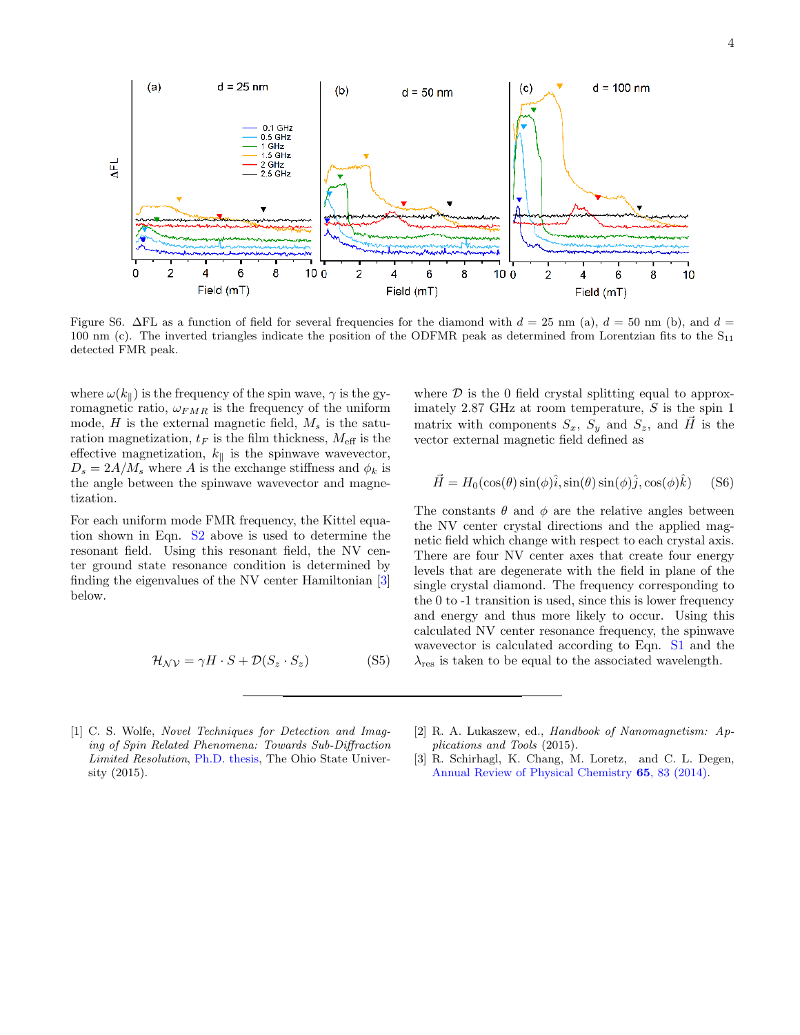(a) d = 25 nm
(b) d = 50 nm
(c) d = 100 nm

0.1 GHz
0.5 GHz
1 GHz
1.5 GHz
2 GHz
2.5 GHz

ΔFL

Field (mT)

0 2 4 6 8 10

Figure S6. ΔFL as a function of field for several frequencies for the diamond with $d = 25$ nm (a), $d = 50$ nm (b), and $d = 100$ nm (c). The inverted triangles indicate the position of the ODFMR peak as determined from Lorentzian fits to the $S_{11}$ detected FMR peak.

where $\omega(k_\parallel)$ is the frequency of the spin wave, $\gamma$ is the gyromagnetic ratio, $\omega_{FMR}$ is the frequency of the uniform mode, $H$ is the external magnetic field, $M_s$ is the saturation magnetization, $t_F$ is the film thickness, $M_{\text{eff}}$ is the effective magnetization, $k_\parallel$ is the spinwave wavevector, $D_s = 2A/M_s$ where $A$ is the exchange stiffness and $\phi_k$ is the angle between the spinwave wavevector and magnetization.

For each uniform mode FMR frequency, the Kittel equation shown in Eqn. S2 above is used to determine the resonant field. Using this resonant field, the NV center ground state resonance condition is determined by finding the eigenvalues of the NV center Hamiltonian [3] below.

$$\mathcal{H_{NV}} = \gamma H \cdot S + \mathcal{D}(S_z \cdot S_z) \tag{S5}$$

where $\mathcal{D}$ is the 0 field crystal splitting equal to approximately 2.87 GHz at room temperature, $S$ is the spin 1 matrix with components $S_x$, $S_y$ and $S_z$, and $\vec{H}$ is the vector external magnetic field defined as

$$\vec{H} = H_0(\cos(\theta)\sin(\phi)\hat{i}, \sin(\theta)\sin(\phi)\hat{j}, \cos(\phi)\hat{k}) \tag{S6}$$

The constants $\theta$ and $\phi$ are the relative angles between the NV center crystal directions and the applied magnetic field which change with respect to each crystal axis. There are four NV center axes that create four energy levels that are degenerate with the field in plane of the single crystal diamond. The frequency corresponding to the 0 to -1 transition is used, since this is lower frequency and energy and thus more likely to occur. Using this calculated NV center resonance frequency, the spinwave wavevector is calculated according to Eqn. S1 and the $\lambda_{\text{res}}$ is taken to be equal to the associated wavelength.

---

[1] C. S. Wolfe, *Novel Techniques for Detection and Imaging of Spin Related Phenomena: Towards Sub-Diffraction Limited Resolution*, Ph.D. thesis, The Ohio State University (2015).

[2] R. A. Lukaszew, ed., *Handbook of Nanomagnetism: Applications and Tools* (2015).

[3] R. Schirhagl, K. Chang, M. Loretz, and C. L. Degen, Annual Review of Physical Chemistry **65**, 83 (2014).